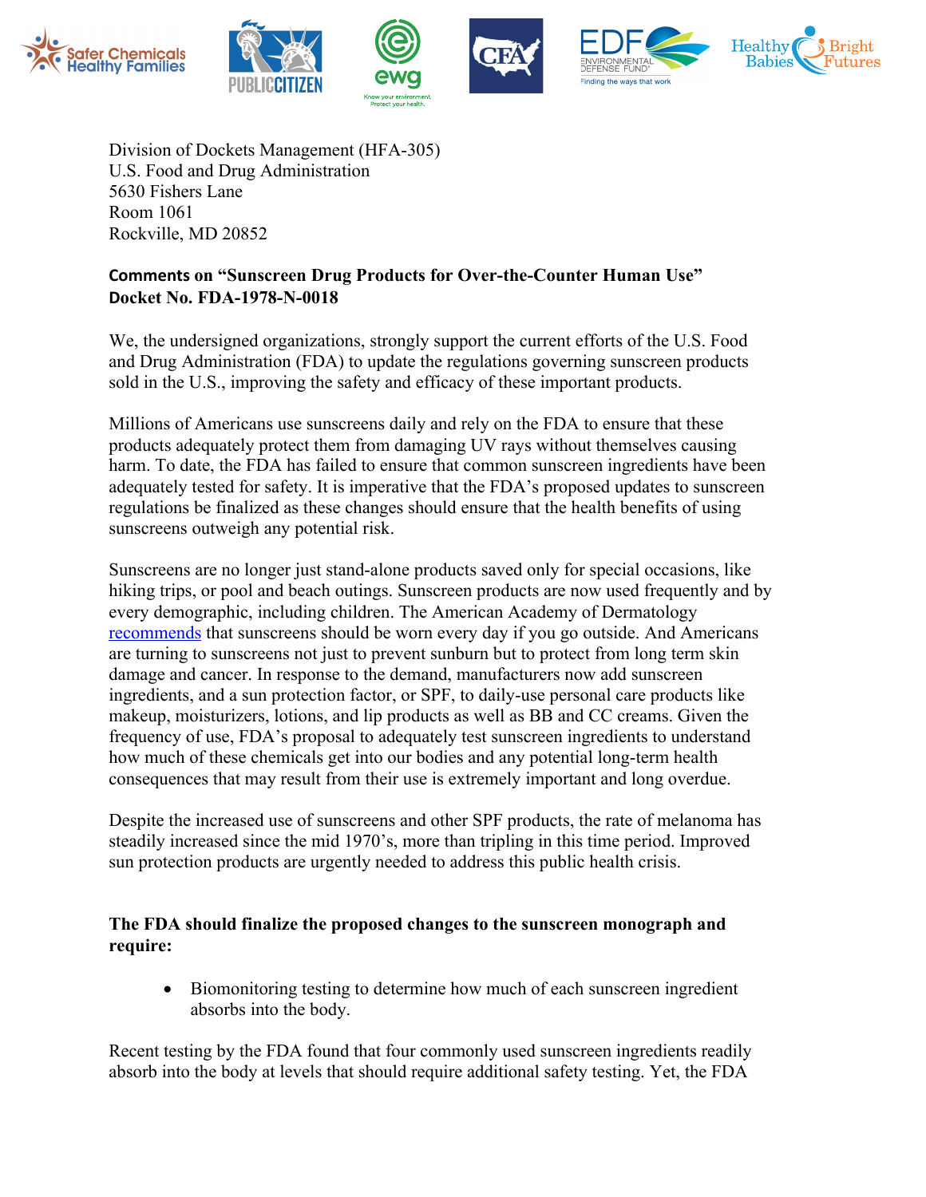Division of Dockets Management (HFA-305)
U.S. Food and Drug Administration
5630 Fishers Lane
Room 1061
Rockville, MD 20852

**Comments on "Sunscreen Drug Products for Over-the-Counter Human Use"**
**Docket No. FDA-1978-N-0018**

We, the undersigned organizations, strongly support the current efforts of the U.S. Food and Drug Administration (FDA) to update the regulations governing sunscreen products sold in the U.S., improving the safety and efficacy of these important products.

Millions of Americans use sunscreens daily and rely on the FDA to ensure that these products adequately protect them from damaging UV rays without themselves causing harm. To date, the FDA has failed to ensure that common sunscreen ingredients have been adequately tested for safety. It is imperative that the FDA's proposed updates to sunscreen regulations be finalized as these changes should ensure that the health benefits of using sunscreens outweigh any potential risk.

Sunscreens are no longer just stand-alone products saved only for special occasions, like hiking trips, or pool and beach outings. Sunscreen products are now used frequently and by every demographic, including children. The American Academy of Dermatology recommends that sunscreens should be worn every day if you go outside. And Americans are turning to sunscreens not just to prevent sunburn but to protect from long term skin damage and cancer. In response to the demand, manufacturers now add sunscreen ingredients, and a sun protection factor, or SPF, to daily-use personal care products like makeup, moisturizers, lotions, and lip products as well as BB and CC creams. Given the frequency of use, FDA's proposal to adequately test sunscreen ingredients to understand how much of these chemicals get into our bodies and any potential long-term health consequences that may result from their use is extremely important and long overdue.

Despite the increased use of sunscreens and other SPF products, the rate of melanoma has steadily increased since the mid 1970's, more than tripling in this time period. Improved sun protection products are urgently needed to address this public health crisis.

**The FDA should finalize the proposed changes to the sunscreen monograph and require:**

- Biomonitoring testing to determine how much of each sunscreen ingredient absorbs into the body.

Recent testing by the FDA found that four commonly used sunscreen ingredients readily absorb into the body at levels that should require additional safety testing. Yet, the FDA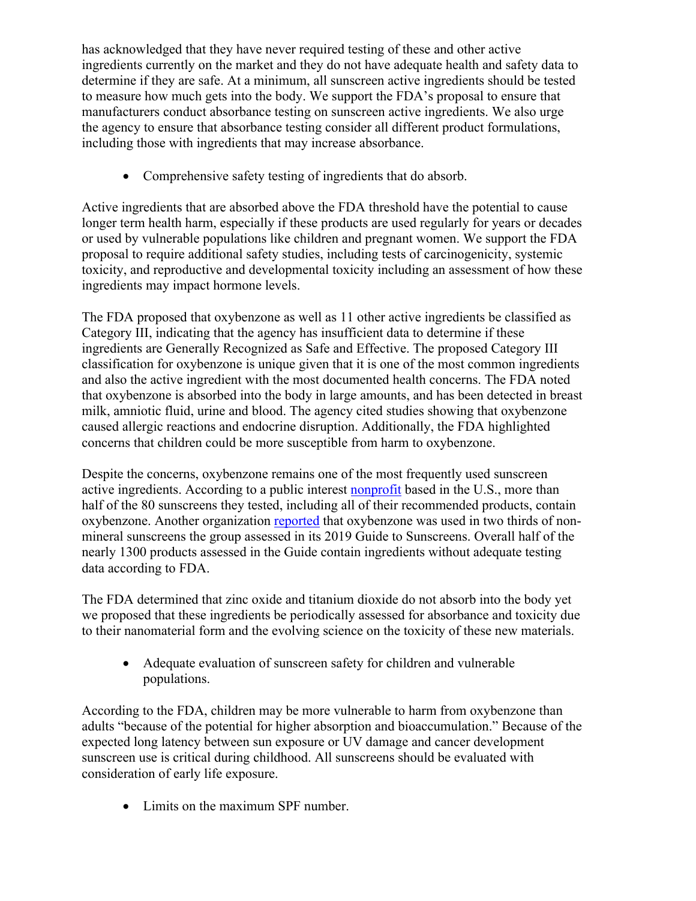has acknowledged that they have never required testing of these and other active ingredients currently on the market and they do not have adequate health and safety data to determine if they are safe. At a minimum, all sunscreen active ingredients should be tested to measure how much gets into the body. We support the FDA's proposal to ensure that manufacturers conduct absorbance testing on sunscreen active ingredients. We also urge the agency to ensure that absorbance testing consider all different product formulations, including those with ingredients that may increase absorbance.

- Comprehensive safety testing of ingredients that do absorb.

Active ingredients that are absorbed above the FDA threshold have the potential to cause longer term health harm, especially if these products are used regularly for years or decades or used by vulnerable populations like children and pregnant women. We support the FDA proposal to require additional safety studies, including tests of carcinogenicity, systemic toxicity, and reproductive and developmental toxicity including an assessment of how these ingredients may impact hormone levels.

The FDA proposed that oxybenzone as well as 11 other active ingredients be classified as Category III, indicating that the agency has insufficient data to determine if these ingredients are Generally Recognized as Safe and Effective. The proposed Category III classification for oxybenzone is unique given that it is one of the most common ingredients and also the active ingredient with the most documented health concerns. The FDA noted that oxybenzone is absorbed into the body in large amounts, and has been detected in breast milk, amniotic fluid, urine and blood. The agency cited studies showing that oxybenzone caused allergic reactions and endocrine disruption. Additionally, the FDA highlighted concerns that children could be more susceptible from harm to oxybenzone.

Despite the concerns, oxybenzone remains one of the most frequently used sunscreen active ingredients. According to a public interest nonprofit based in the U.S., more than half of the 80 sunscreens they tested, including all of their recommended products, contain oxybenzone. Another organization reported that oxybenzone was used in two thirds of non-mineral sunscreens the group assessed in its 2019 Guide to Sunscreens. Overall half of the nearly 1300 products assessed in the Guide contain ingredients without adequate testing data according to FDA.

The FDA determined that zinc oxide and titanium dioxide do not absorb into the body yet we proposed that these ingredients be periodically assessed for absorbance and toxicity due to their nanomaterial form and the evolving science on the toxicity of these new materials.

- Adequate evaluation of sunscreen safety for children and vulnerable populations.

According to the FDA, children may be more vulnerable to harm from oxybenzone than adults "because of the potential for higher absorption and bioaccumulation." Because of the expected long latency between sun exposure or UV damage and cancer development sunscreen use is critical during childhood. All sunscreens should be evaluated with consideration of early life exposure.

- Limits on the maximum SPF number.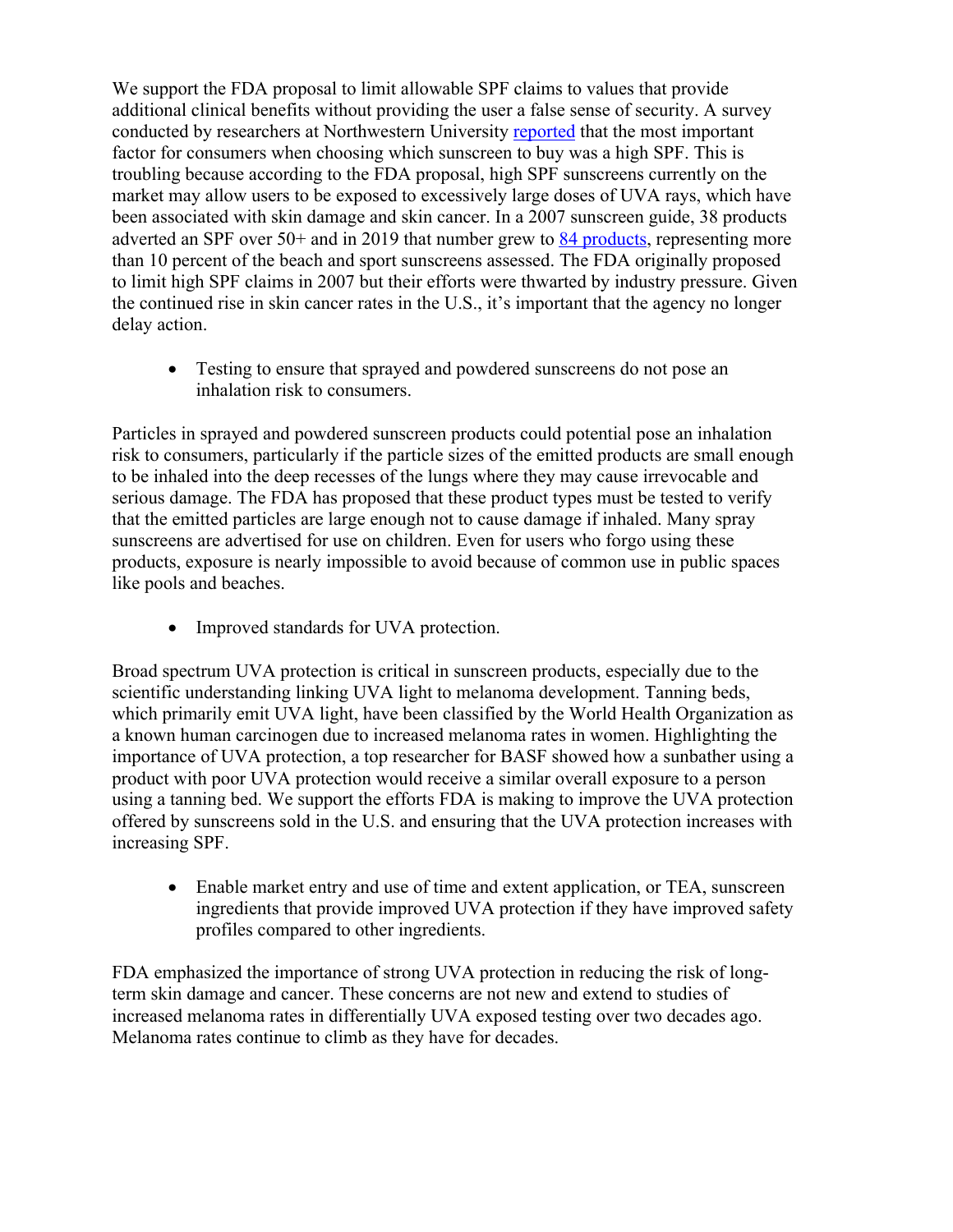We support the FDA proposal to limit allowable SPF claims to values that provide additional clinical benefits without providing the user a false sense of security. A survey conducted by researchers at Northwestern University [reported](#) that the most important factor for consumers when choosing which sunscreen to buy was a high SPF. This is troubling because according to the FDA proposal, high SPF sunscreens currently on the market may allow users to be exposed to excessively large doses of UVA rays, which have been associated with skin damage and skin cancer. In a 2007 sunscreen guide, 38 products adverted an SPF over 50+ and in 2019 that number grew to [84 products](#), representing more than 10 percent of the beach and sport sunscreens assessed. The FDA originally proposed to limit high SPF claims in 2007 but their efforts were thwarted by industry pressure. Given the continued rise in skin cancer rates in the U.S., it's important that the agency no longer delay action.

- Testing to ensure that sprayed and powdered sunscreens do not pose an inhalation risk to consumers.

Particles in sprayed and powdered sunscreen products could potential pose an inhalation risk to consumers, particularly if the particle sizes of the emitted products are small enough to be inhaled into the deep recesses of the lungs where they may cause irrevocable and serious damage. The FDA has proposed that these product types must be tested to verify that the emitted particles are large enough not to cause damage if inhaled. Many spray sunscreens are advertised for use on children. Even for users who forgo using these products, exposure is nearly impossible to avoid because of common use in public spaces like pools and beaches.

- Improved standards for UVA protection.

Broad spectrum UVA protection is critical in sunscreen products, especially due to the scientific understanding linking UVA light to melanoma development. Tanning beds, which primarily emit UVA light, have been classified by the World Health Organization as a known human carcinogen due to increased melanoma rates in women. Highlighting the importance of UVA protection, a top researcher for BASF showed how a sunbather using a product with poor UVA protection would receive a similar overall exposure to a person using a tanning bed. We support the efforts FDA is making to improve the UVA protection offered by sunscreens sold in the U.S. and ensuring that the UVA protection increases with increasing SPF.

- Enable market entry and use of time and extent application, or TEA, sunscreen ingredients that provide improved UVA protection if they have improved safety profiles compared to other ingredients.

FDA emphasized the importance of strong UVA protection in reducing the risk of long-term skin damage and cancer. These concerns are not new and extend to studies of increased melanoma rates in differentially UVA exposed testing over two decades ago. Melanoma rates continue to climb as they have for decades.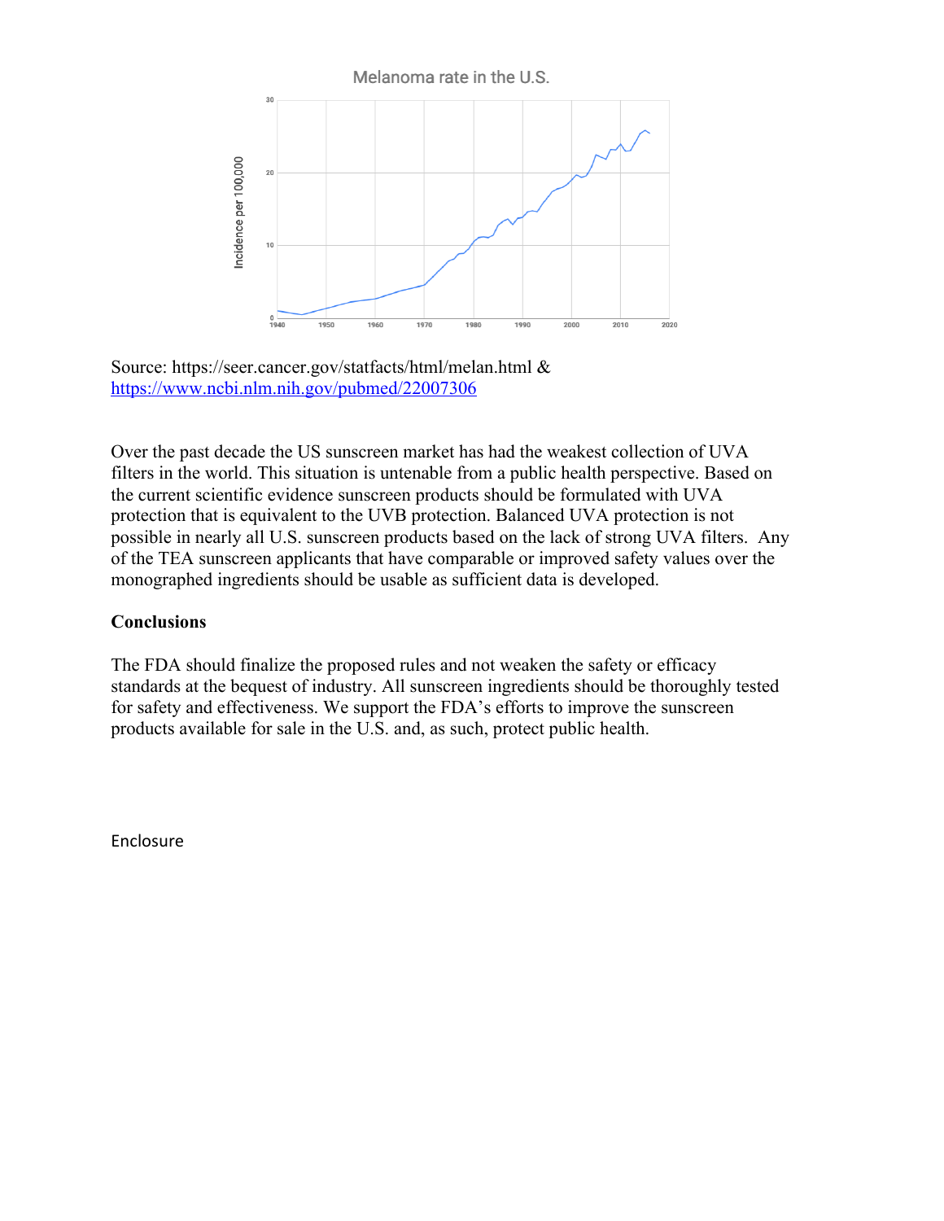Melanoma rate in the U.S.

Source: https://seer.cancer.gov/statfacts/html/melan.html & https://www.ncbi.nlm.nih.gov/pubmed/22007306

Over the past decade the US sunscreen market has had the weakest collection of UVA filters in the world. This situation is untenable from a public health perspective. Based on the current scientific evidence sunscreen products should be formulated with UVA protection that is equivalent to the UVB protection. Balanced UVA protection is not possible in nearly all U.S. sunscreen products based on the lack of strong UVA filters. Any of the TEA sunscreen applicants that have comparable or improved safety values over the monographed ingredients should be usable as sufficient data is developed.

**Conclusions**

The FDA should finalize the proposed rules and not weaken the safety or efficacy standards at the bequest of industry. All sunscreen ingredients should be thoroughly tested for safety and effectiveness. We support the FDA's efforts to improve the sunscreen products available for sale in the U.S. and, as such, protect public health.

Enclosure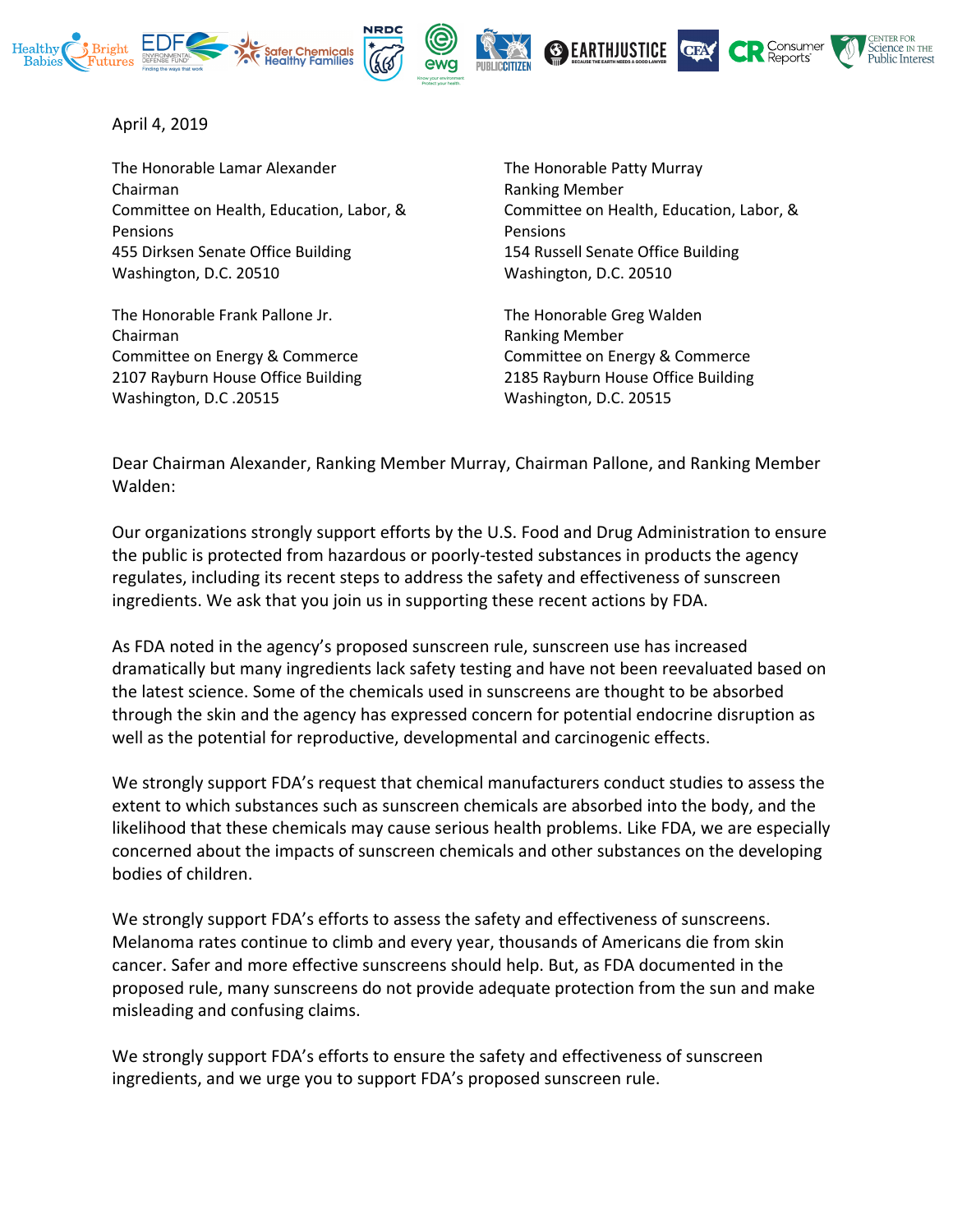Healthy Babies Bright Futures | EDF Environmental Defense Fund | Safer Chemicals Healthy Families | NRDC | ewg | Public Citizen | Earthjustice | CFA | Consumer Reports | Center for Science in the Public Interest

April 4, 2019

The Honorable Lamar Alexander
Chairman
Committee on Health, Education, Labor, & Pensions
455 Dirksen Senate Office Building
Washington, D.C. 20510

The Honorable Patty Murray
Ranking Member
Committee on Health, Education, Labor, & Pensions
154 Russell Senate Office Building
Washington, D.C. 20510

The Honorable Frank Pallone Jr.
Chairman
Committee on Energy & Commerce
2107 Rayburn House Office Building
Washington, D.C .20515

The Honorable Greg Walden
Ranking Member
Committee on Energy & Commerce
2185 Rayburn House Office Building
Washington, D.C. 20515

Dear Chairman Alexander, Ranking Member Murray, Chairman Pallone, and Ranking Member Walden:

Our organizations strongly support efforts by the U.S. Food and Drug Administration to ensure the public is protected from hazardous or poorly-tested substances in products the agency regulates, including its recent steps to address the safety and effectiveness of sunscreen ingredients. We ask that you join us in supporting these recent actions by FDA.

As FDA noted in the agency's proposed sunscreen rule, sunscreen use has increased dramatically but many ingredients lack safety testing and have not been reevaluated based on the latest science. Some of the chemicals used in sunscreens are thought to be absorbed through the skin and the agency has expressed concern for potential endocrine disruption as well as the potential for reproductive, developmental and carcinogenic effects.

We strongly support FDA's request that chemical manufacturers conduct studies to assess the extent to which substances such as sunscreen chemicals are absorbed into the body, and the likelihood that these chemicals may cause serious health problems. Like FDA, we are especially concerned about the impacts of sunscreen chemicals and other substances on the developing bodies of children.

We strongly support FDA's efforts to assess the safety and effectiveness of sunscreens. Melanoma rates continue to climb and every year, thousands of Americans die from skin cancer. Safer and more effective sunscreens should help. But, as FDA documented in the proposed rule, many sunscreens do not provide adequate protection from the sun and make misleading and confusing claims.

We strongly support FDA's efforts to ensure the safety and effectiveness of sunscreen ingredients, and we urge you to support FDA's proposed sunscreen rule.